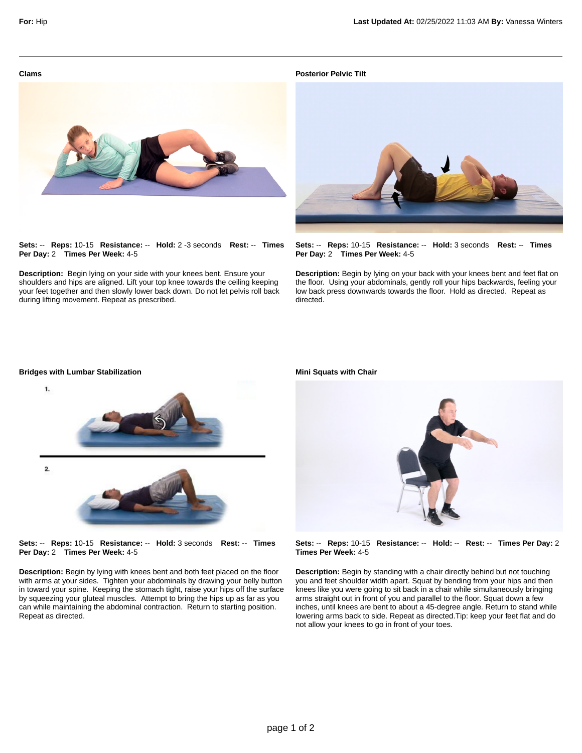**For:** Hip

**Last Updated At:** 02/25/2022 11:03 AM **By:** Vanessa Winters

---

## Clams

**Sets:** -- **Reps:** 10-15 **Resistance:** -- **Hold:** 2 -3 seconds **Rest:** -- **Times Per Day:** 2 **Times Per Week:** 4-5

**Description:** Begin lying on your side with your knees bent. Ensure your shoulders and hips are aligned. Lift your top knee towards the ceiling keeping your feet together and then slowly lower back down. Do not let pelvis roll back during lifting movement. Repeat as prescribed.

## Posterior Pelvic Tilt

**Sets:** -- **Reps:** 10-15 **Resistance:** -- **Hold:** 3 seconds **Rest:** -- **Times Per Day:** 2 **Times Per Week:** 4-5

**Description:** Begin by lying on your back with your knees bent and feet flat on the floor. Using your abdominals, gently roll your hips backwards, feeling your low back press downwards towards the floor. Hold as directed. Repeat as directed.

## Bridges with Lumbar Stabilization

**Sets:** -- **Reps:** 10-15 **Resistance:** -- **Hold:** 3 seconds **Rest:** -- **Times Per Day:** 2 **Times Per Week:** 4-5

**Description:** Begin by lying with knees bent and both feet placed on the floor with arms at your sides. Tighten your abdominals by drawing your belly button in toward your spine. Keeping the stomach tight, raise your hips off the surface by squeezing your gluteal muscles. Attempt to bring the hips up as far as you can while maintaining the abdominal contraction. Return to starting position. Repeat as directed.

## Mini Squats with Chair

**Sets:** -- **Reps:** 10-15 **Resistance:** -- **Hold:** -- **Rest:** -- **Times Per Day:** 2 **Times Per Week:** 4-5

**Description:** Begin by standing with a chair directly behind but not touching you and feet shoulder width apart. Squat by bending from your hips and then knees like you were going to sit back in a chair while simultaneously bringing arms straight out in front of you and parallel to the floor. Squat down a few inches, until knees are bent to about a 45-degree angle. Return to stand while lowering arms back to side. Repeat as directed.Tip: keep your feet flat and do not allow your knees to go in front of your toes.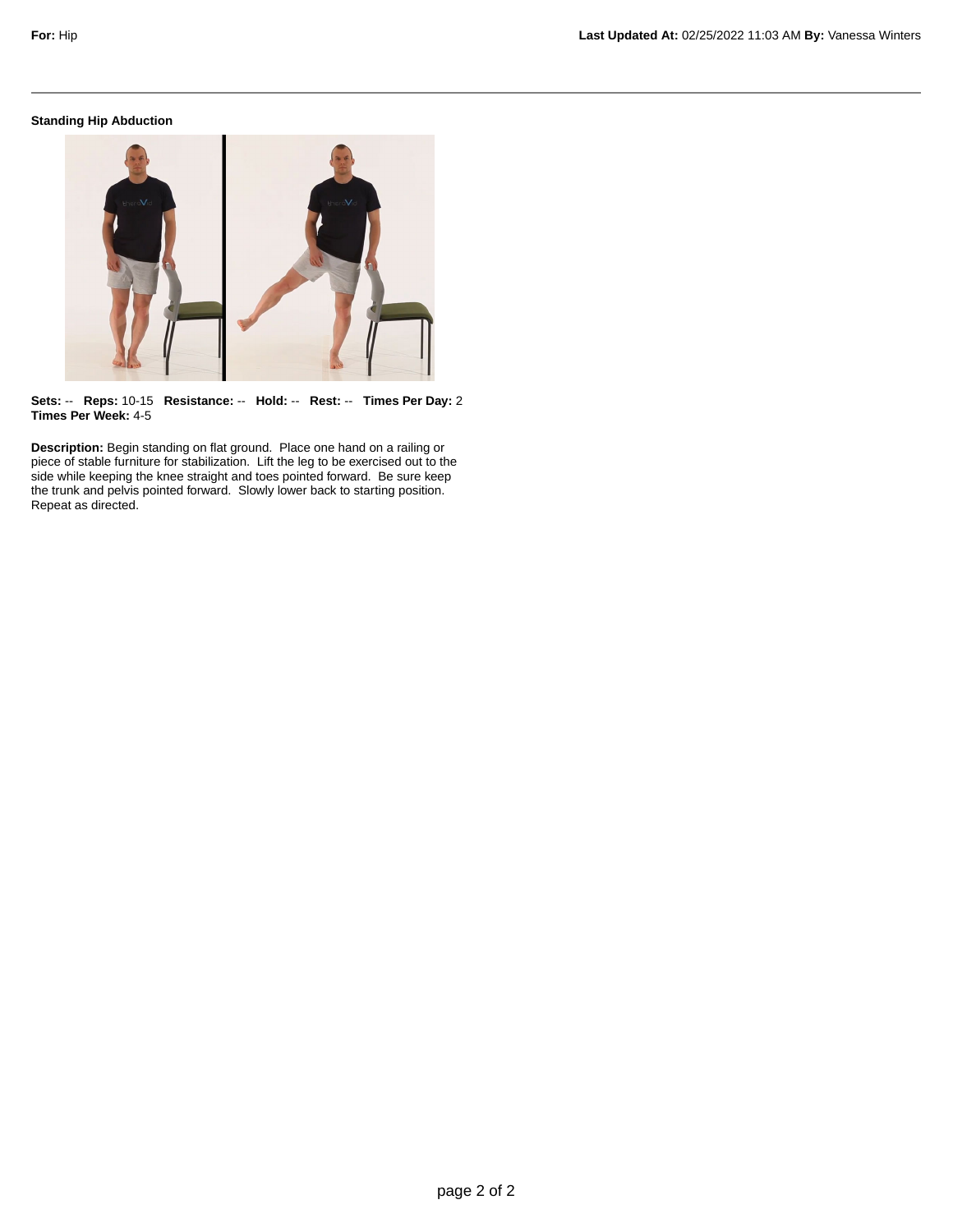**For:** Hip

**Last Updated At:** 02/25/2022 11:03 AM **By:** Vanessa Winters

---

**Standing Hip Abduction**

**Sets:** -- **Reps:** 10-15 **Resistance:** -- **Hold:** -- **Rest:** -- **Times Per Day:** 2
**Times Per Week:** 4-5

**Description:** Begin standing on flat ground. Place one hand on a railing or piece of stable furniture for stabilization. Lift the leg to be exercised out to the side while keeping the knee straight and toes pointed forward. Be sure keep the trunk and pelvis pointed forward. Slowly lower back to starting position. Repeat as directed.